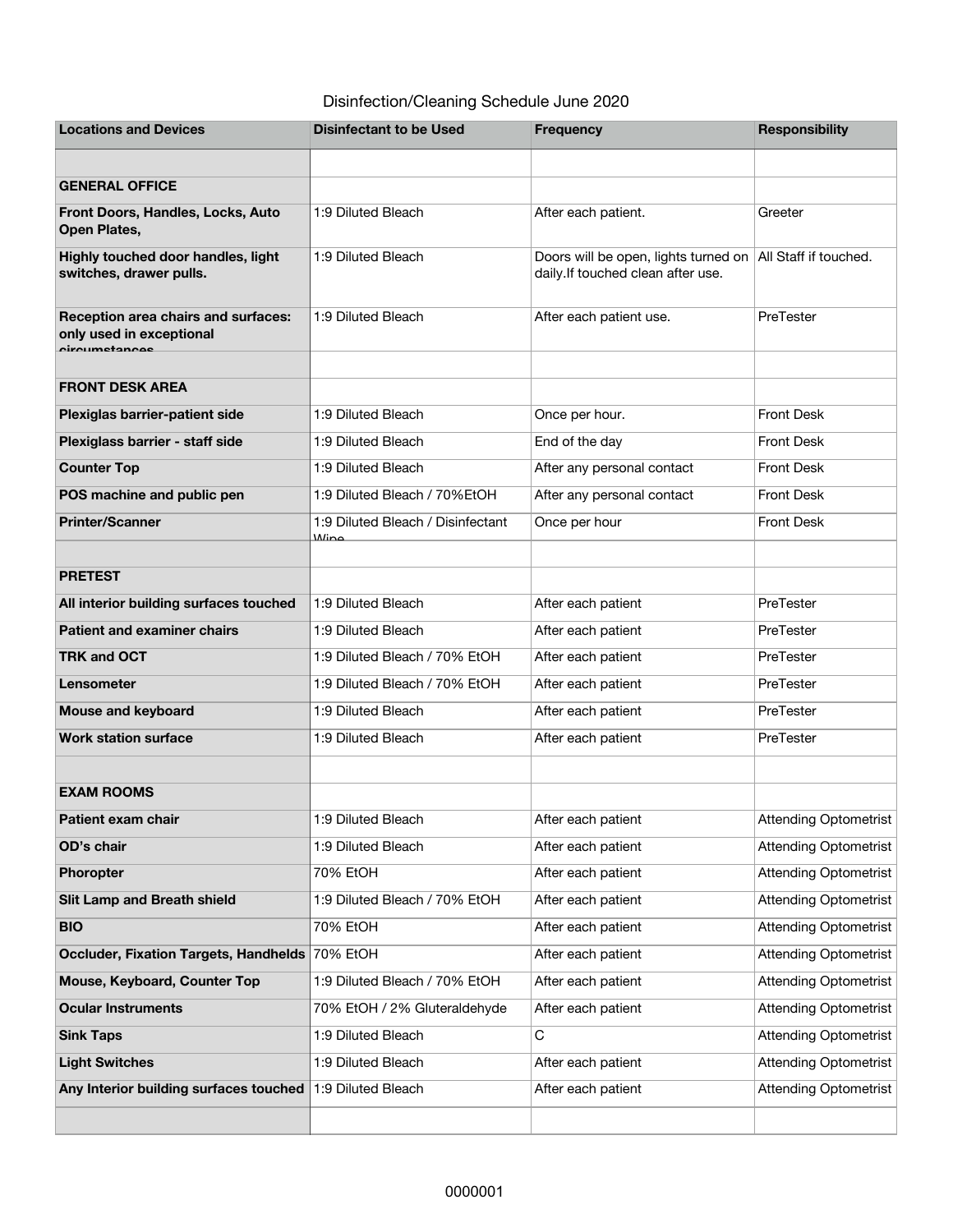# Disinfection/Cleaning Schedule June 2020

| Locations and Devices | Disinfectant to be Used | Frequency | Responsibility |
|---|---|---|---|
| | | | |
| **GENERAL OFFICE** | | | |
| **Front Doors, Handles, Locks, Auto Open Plates,** | 1:9 Diluted Bleach | After each patient. | Greeter |
| **Highly touched door handles, light switches, drawer pulls.** | 1:9 Diluted Bleach | Doors will be open, lights turned on daily.If touched clean after use. | All Staff if touched. |
| **Reception area chairs and surfaces: only used in exceptional circumstances** | 1:9 Diluted Bleach | After each patient use. | PreTester |
| | | | |
| **FRONT DESK AREA** | | | |
| **Plexiglas barrier-patient side** | 1:9 Diluted Bleach | Once per hour. | Front Desk |
| **Plexiglass barrier - staff side** | 1:9 Diluted Bleach | End of the day | Front Desk |
| **Counter Top** | 1:9 Diluted Bleach | After any personal contact | Front Desk |
| **POS machine and public pen** | 1:9 Diluted Bleach / 70%EtOH | After any personal contact | Front Desk |
| **Printer/Scanner** | 1:9 Diluted Bleach / Disinfectant Wipe | Once per hour | Front Desk |
| | | | |
| **PRETEST** | | | |
| **All interior building surfaces touched** | 1:9 Diluted Bleach | After each patient | PreTester |
| **Patient and examiner chairs** | 1:9 Diluted Bleach | After each patient | PreTester |
| **TRK and OCT** | 1:9 Diluted Bleach / 70% EtOH | After each patient | PreTester |
| **Lensometer** | 1:9 Diluted Bleach / 70% EtOH | After each patient | PreTester |
| **Mouse and keyboard** | 1:9 Diluted Bleach | After each patient | PreTester |
| **Work station surface** | 1:9 Diluted Bleach | After each patient | PreTester |
| | | | |
| **EXAM ROOMS** | | | |
| **Patient exam chair** | 1:9 Diluted Bleach | After each patient | Attending Optometrist |
| **OD's chair** | 1:9 Diluted Bleach | After each patient | Attending Optometrist |
| **Phoropter** | 70% EtOH | After each patient | Attending Optometrist |
| **Slit Lamp and Breath shield** | 1:9 Diluted Bleach / 70% EtOH | After each patient | Attending Optometrist |
| **BIO** | 70% EtOH | After each patient | Attending Optometrist |
| **Occluder, Fixation Targets, Handhelds** | 70% EtOH | After each patient | Attending Optometrist |
| **Mouse, Keyboard, Counter Top** | 1:9 Diluted Bleach / 70% EtOH | After each patient | Attending Optometrist |
| **Ocular Instruments** | 70% EtOH / 2% Gluteraldehyde | After each patient | Attending Optometrist |
| **Sink Taps** | 1:9 Diluted Bleach | C | Attending Optometrist |
| **Light Switches** | 1:9 Diluted Bleach | After each patient | Attending Optometrist |
| **Any Interior building surfaces touched** | 1:9 Diluted Bleach | After each patient | Attending Optometrist |
| | | | |

0000001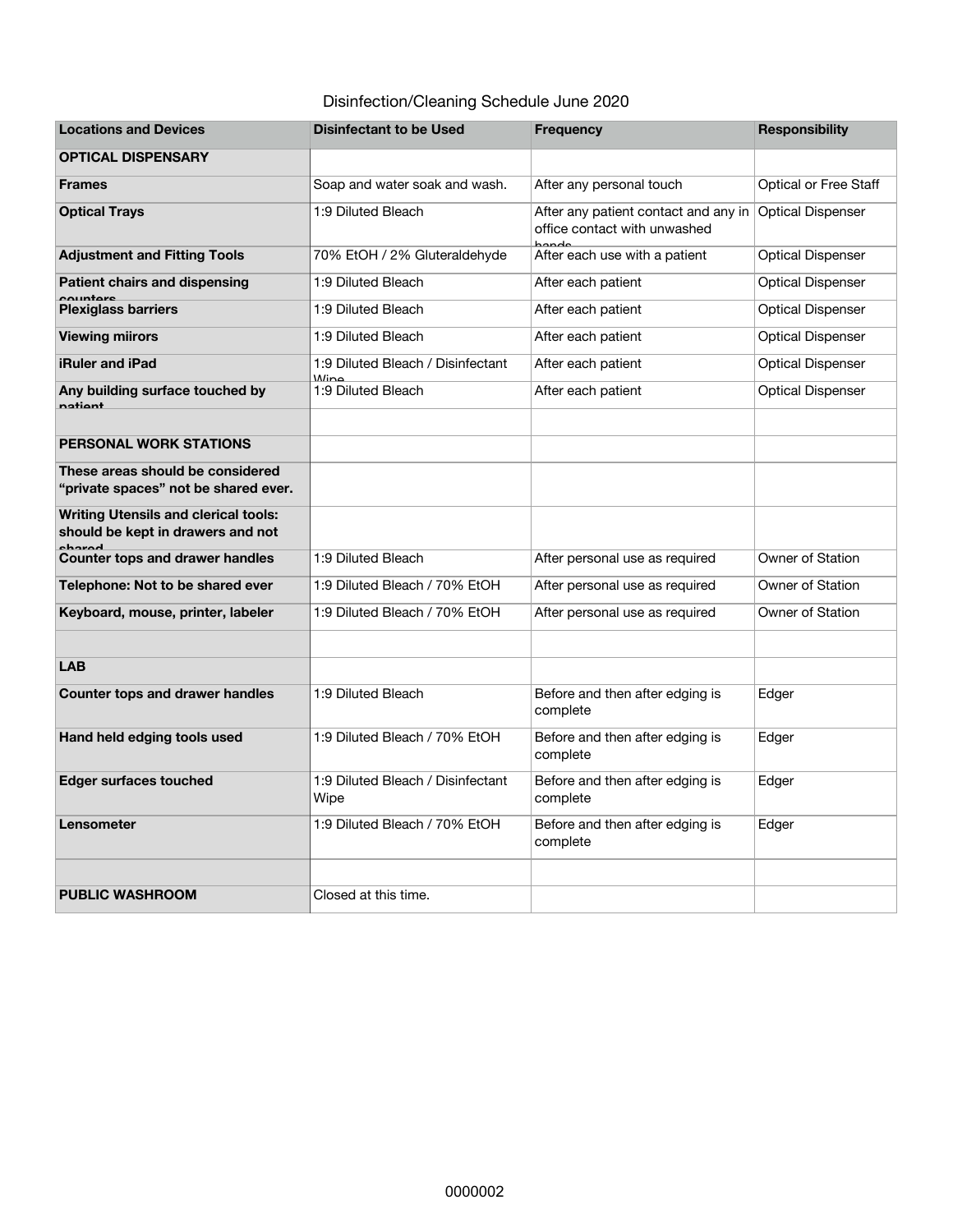# Disinfection/Cleaning Schedule June 2020

| Locations and Devices | Disinfectant to be Used | Frequency | Responsibility |
|---|---|---|---|
| **OPTICAL DISPENSARY** | | | |
| **Frames** | Soap and water soak and wash. | After any personal touch | Optical or Free Staff |
| **Optical Trays** | 1:9 Diluted Bleach | After any patient contact and any in office contact with unwashed hands | Optical Dispenser |
| **Adjustment and Fitting Tools** | 70% EtOH / 2% Gluteraldehyde | After each use with a patient | Optical Dispenser |
| **Patient chairs and dispensing counters** | 1:9 Diluted Bleach | After each patient | Optical Dispenser |
| **Plexiglass barriers** | 1:9 Diluted Bleach | After each patient | Optical Dispenser |
| **Viewing miirors** | 1:9 Diluted Bleach | After each patient | Optical Dispenser |
| **iRuler and iPad** | 1:9 Diluted Bleach / Disinfectant Wipe | After each patient | Optical Dispenser |
| **Any building surface touched by patient** | 1:9 Diluted Bleach | After each patient | Optical Dispenser |
| | | | |
| **PERSONAL WORK STATIONS** | | | |
| **These areas should be considered "private spaces" not be shared ever.** | | | |
| **Writing Utensils and clerical tools: should be kept in drawers and not shared** | | | |
| **Counter tops and drawer handles** | 1:9 Diluted Bleach | After personal use as required | Owner of Station |
| **Telephone: Not to be shared ever** | 1:9 Diluted Bleach / 70% EtOH | After personal use as required | Owner of Station |
| **Keyboard, mouse, printer, labeler** | 1:9 Diluted Bleach / 70% EtOH | After personal use as required | Owner of Station |
| | | | |
| **LAB** | | | |
| **Counter tops and drawer handles** | 1:9 Diluted Bleach | Before and then after edging is complete | Edger |
| **Hand held edging tools used** | 1:9 Diluted Bleach / 70% EtOH | Before and then after edging is complete | Edger |
| **Edger surfaces touched** | 1:9 Diluted Bleach / Disinfectant Wipe | Before and then after edging is complete | Edger |
| **Lensometer** | 1:9 Diluted Bleach / 70% EtOH | Before and then after edging is complete | Edger |
| | | | |
| **PUBLIC WASHROOM** | Closed at this time. | | |

0000002